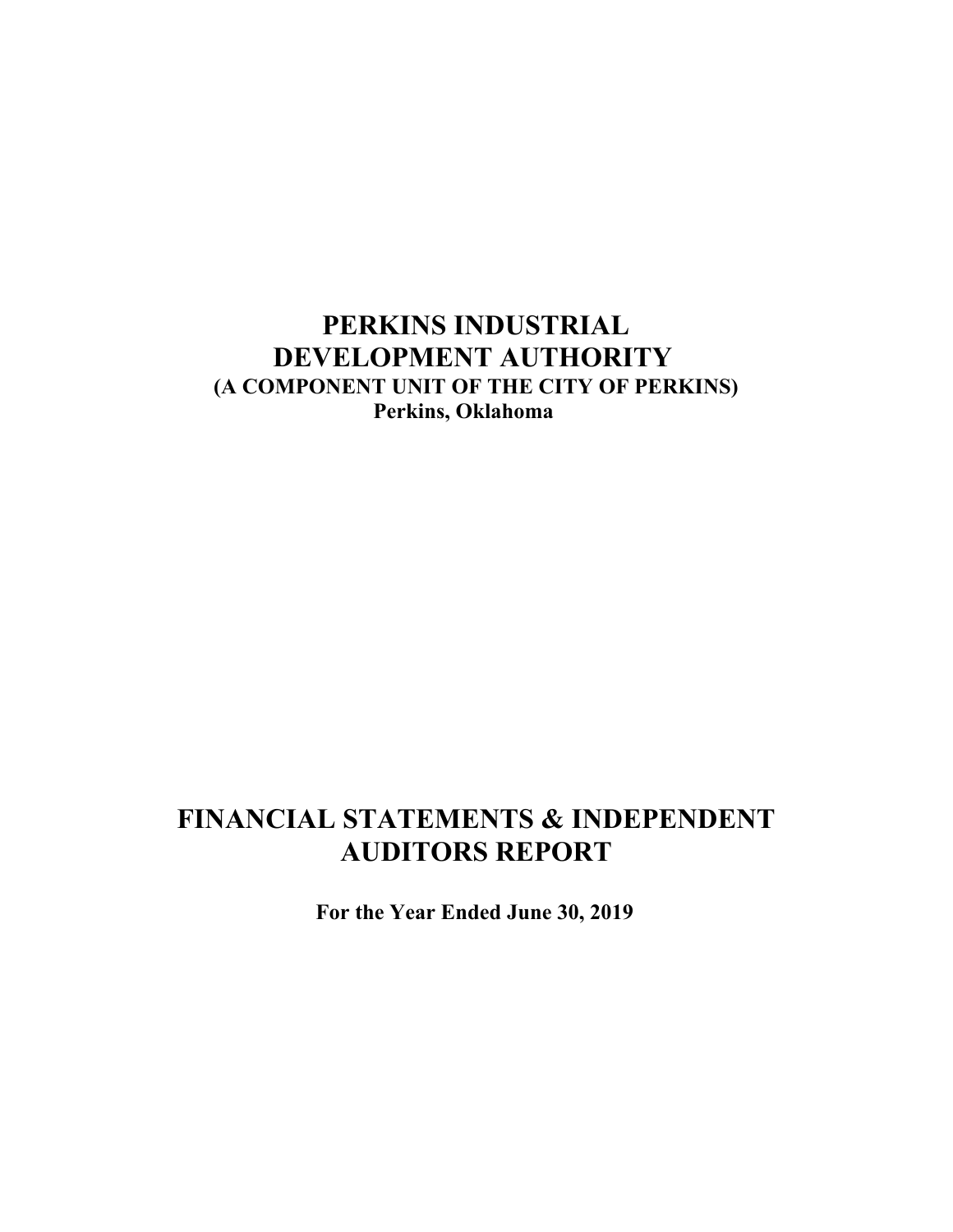# PERKINS INDUSTRIAL DEVELOPMENT AUTHORITY

**(A COMPONENT UNIT OF THE CITY OF PERKINS)**
**Perkins, Oklahoma**

# FINANCIAL STATEMENTS & INDEPENDENT AUDITORS REPORT

**For the Year Ended June 30, 2019**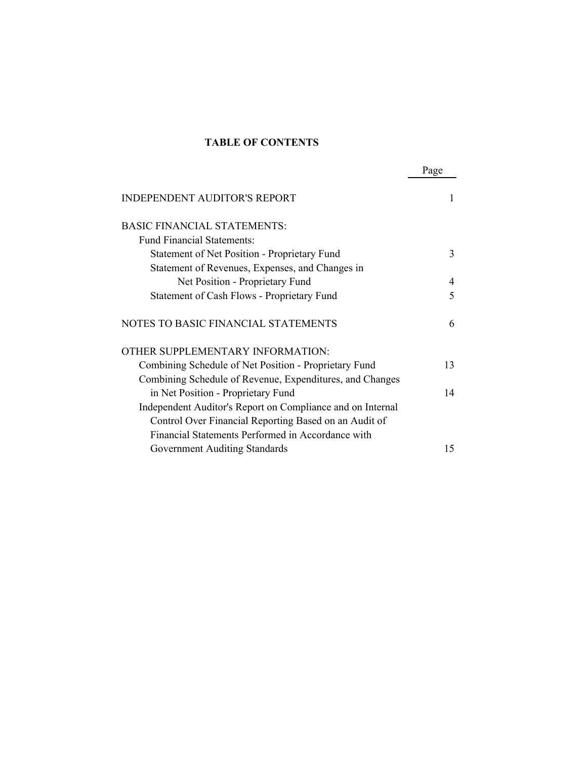# TABLE OF CONTENTS

| | Page |
|---|---|
| INDEPENDENT AUDITOR'S REPORT | 1 |
| BASIC FINANCIAL STATEMENTS: | |
| Fund Financial Statements: | |
| Statement of Net Position - Proprietary Fund | 3 |
| Statement of Revenues, Expenses, and Changes in Net Position - Proprietary Fund | 4 |
| Statement of Cash Flows - Proprietary Fund | 5 |
| NOTES TO BASIC FINANCIAL STATEMENTS | 6 |
| OTHER SUPPLEMENTARY INFORMATION: | |
| Combining Schedule of Net Position - Proprietary Fund | 13 |
| Combining Schedule of Revenue, Expenditures, and Changes in Net Position - Proprietary Fund | 14 |
| Independent Auditor's Report on Compliance and on Internal Control Over Financial Reporting Based on an Audit of Financial Statements Performed in Accordance with Government Auditing Standards | 15 |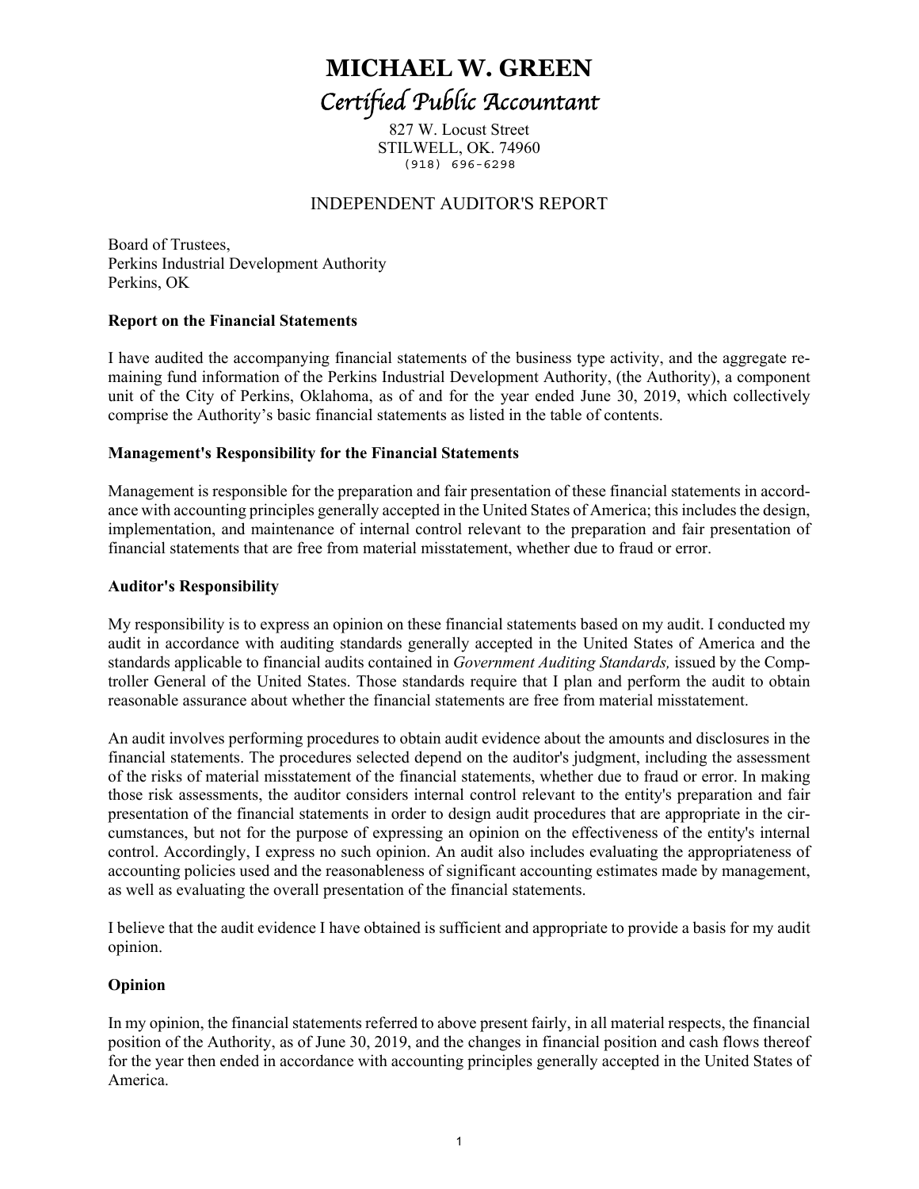# MICHAEL W. GREEN

*Certified Public Accountant*

827 W. Locust Street
STILWELL, OK. 74960
(918) 696-6298

## INDEPENDENT AUDITOR'S REPORT

Board of Trustees,
Perkins Industrial Development Authority
Perkins, OK

**Report on the Financial Statements**

I have audited the accompanying financial statements of the business type activity, and the aggregate remaining fund information of the Perkins Industrial Development Authority, (the Authority), a component unit of the City of Perkins, Oklahoma, as of and for the year ended June 30, 2019, which collectively comprise the Authority's basic financial statements as listed in the table of contents.

**Management's Responsibility for the Financial Statements**

Management is responsible for the preparation and fair presentation of these financial statements in accordance with accounting principles generally accepted in the United States of America; this includes the design, implementation, and maintenance of internal control relevant to the preparation and fair presentation of financial statements that are free from material misstatement, whether due to fraud or error.

**Auditor's Responsibility**

My responsibility is to express an opinion on these financial statements based on my audit. I conducted my audit in accordance with auditing standards generally accepted in the United States of America and the standards applicable to financial audits contained in *Government Auditing Standards,* issued by the Comptroller General of the United States. Those standards require that I plan and perform the audit to obtain reasonable assurance about whether the financial statements are free from material misstatement.

An audit involves performing procedures to obtain audit evidence about the amounts and disclosures in the financial statements. The procedures selected depend on the auditor's judgment, including the assessment of the risks of material misstatement of the financial statements, whether due to fraud or error. In making those risk assessments, the auditor considers internal control relevant to the entity's preparation and fair presentation of the financial statements in order to design audit procedures that are appropriate in the circumstances, but not for the purpose of expressing an opinion on the effectiveness of the entity's internal control. Accordingly, I express no such opinion. An audit also includes evaluating the appropriateness of accounting policies used and the reasonableness of significant accounting estimates made by management, as well as evaluating the overall presentation of the financial statements.

I believe that the audit evidence I have obtained is sufficient and appropriate to provide a basis for my audit opinion.

**Opinion**

In my opinion, the financial statements referred to above present fairly, in all material respects, the financial position of the Authority, as of June 30, 2019, and the changes in financial position and cash flows thereof for the year then ended in accordance with accounting principles generally accepted in the United States of America.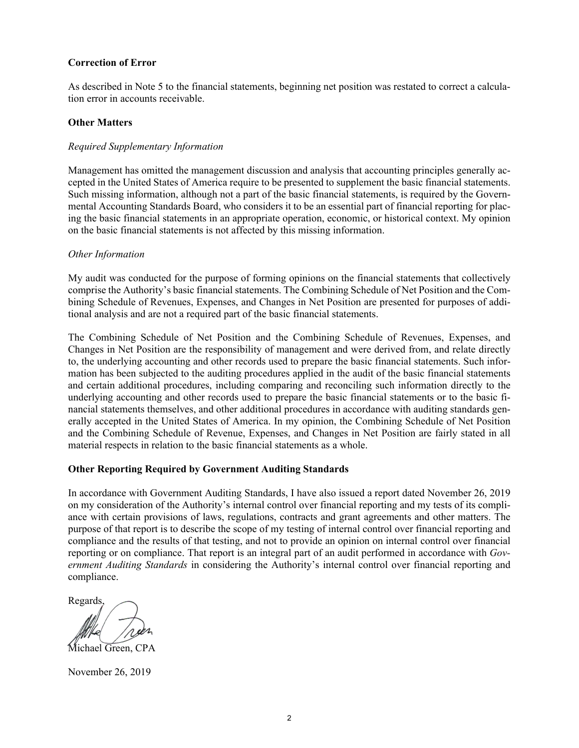**Correction of Error**

As described in Note 5 to the financial statements, beginning net position was restated to correct a calculation error in accounts receivable.

**Other Matters**

*Required Supplementary Information*

Management has omitted the management discussion and analysis that accounting principles generally accepted in the United States of America require to be presented to supplement the basic financial statements. Such missing information, although not a part of the basic financial statements, is required by the Governmental Accounting Standards Board, who considers it to be an essential part of financial reporting for placing the basic financial statements in an appropriate operation, economic, or historical context. My opinion on the basic financial statements is not affected by this missing information.

*Other Information*

My audit was conducted for the purpose of forming opinions on the financial statements that collectively comprise the Authority's basic financial statements. The Combining Schedule of Net Position and the Combining Schedule of Revenues, Expenses, and Changes in Net Position are presented for purposes of additional analysis and are not a required part of the basic financial statements.

The Combining Schedule of Net Position and the Combining Schedule of Revenues, Expenses, and Changes in Net Position are the responsibility of management and were derived from, and relate directly to, the underlying accounting and other records used to prepare the basic financial statements. Such information has been subjected to the auditing procedures applied in the audit of the basic financial statements and certain additional procedures, including comparing and reconciling such information directly to the underlying accounting and other records used to prepare the basic financial statements or to the basic financial statements themselves, and other additional procedures in accordance with auditing standards generally accepted in the United States of America. In my opinion, the Combining Schedule of Net Position and the Combining Schedule of Revenue, Expenses, and Changes in Net Position are fairly stated in all material respects in relation to the basic financial statements as a whole.

**Other Reporting Required by Government Auditing Standards**

In accordance with Government Auditing Standards, I have also issued a report dated November 26, 2019 on my consideration of the Authority's internal control over financial reporting and my tests of its compliance with certain provisions of laws, regulations, contracts and grant agreements and other matters. The purpose of that report is to describe the scope of my testing of internal control over financial reporting and compliance and the results of that testing, and not to provide an opinion on internal control over financial reporting or on compliance. That report is an integral part of an audit performed in accordance with *Government Auditing Standards* in considering the Authority's internal control over financial reporting and compliance.

Regards,

Michael Green, CPA

November 26, 2019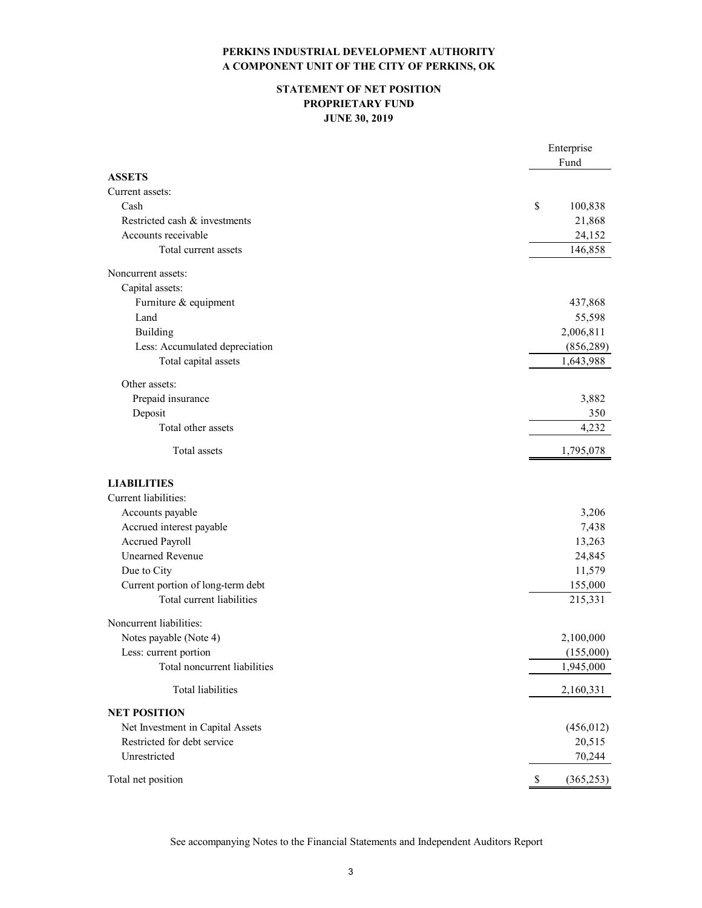**PERKINS INDUSTRIAL DEVELOPMENT AUTHORITY**
**A COMPONENT UNIT OF THE CITY OF PERKINS, OK**

**STATEMENT OF NET POSITION**
**PROPRIETARY FUND**
**JUNE 30, 2019**

| | Enterprise Fund |
|---|---|
| **ASSETS** | |
| Current assets: | |
| Cash | $ 100,838 |
| Restricted cash & investments | 21,868 |
| Accounts receivable | 24,152 |
| Total current assets | 146,858 |
| Noncurrent assets: | |
| Capital assets: | |
| Furniture & equipment | 437,868 |
| Land | 55,598 |
| Building | 2,006,811 |
| Less: Accumulated depreciation | (856,289) |
| Total capital assets | 1,643,988 |
| Other assets: | |
| Prepaid insurance | 3,882 |
| Deposit | 350 |
| Total other assets | 4,232 |
| Total assets | 1,795,078 |
| **LIABILITIES** | |
| Current liabilities: | |
| Accounts payable | 3,206 |
| Accrued interest payable | 7,438 |
| Accrued Payroll | 13,263 |
| Unearned Revenue | 24,845 |
| Due to City | 11,579 |
| Current portion of long-term debt | 155,000 |
| Total current liabilities | 215,331 |
| Noncurrent liabilities: | |
| Notes payable (Note 4) | 2,100,000 |
| Less: current portion | (155,000) |
| Total noncurrent liabilities | 1,945,000 |
| Total liabilities | 2,160,331 |
| **NET POSITION** | |
| Net Investment in Capital Assets | (456,012) |
| Restricted for debt service | 20,515 |
| Unrestricted | 70,244 |
| Total net position | $ (365,253) |

See accompanying Notes to the Financial Statements and Independent Auditors Report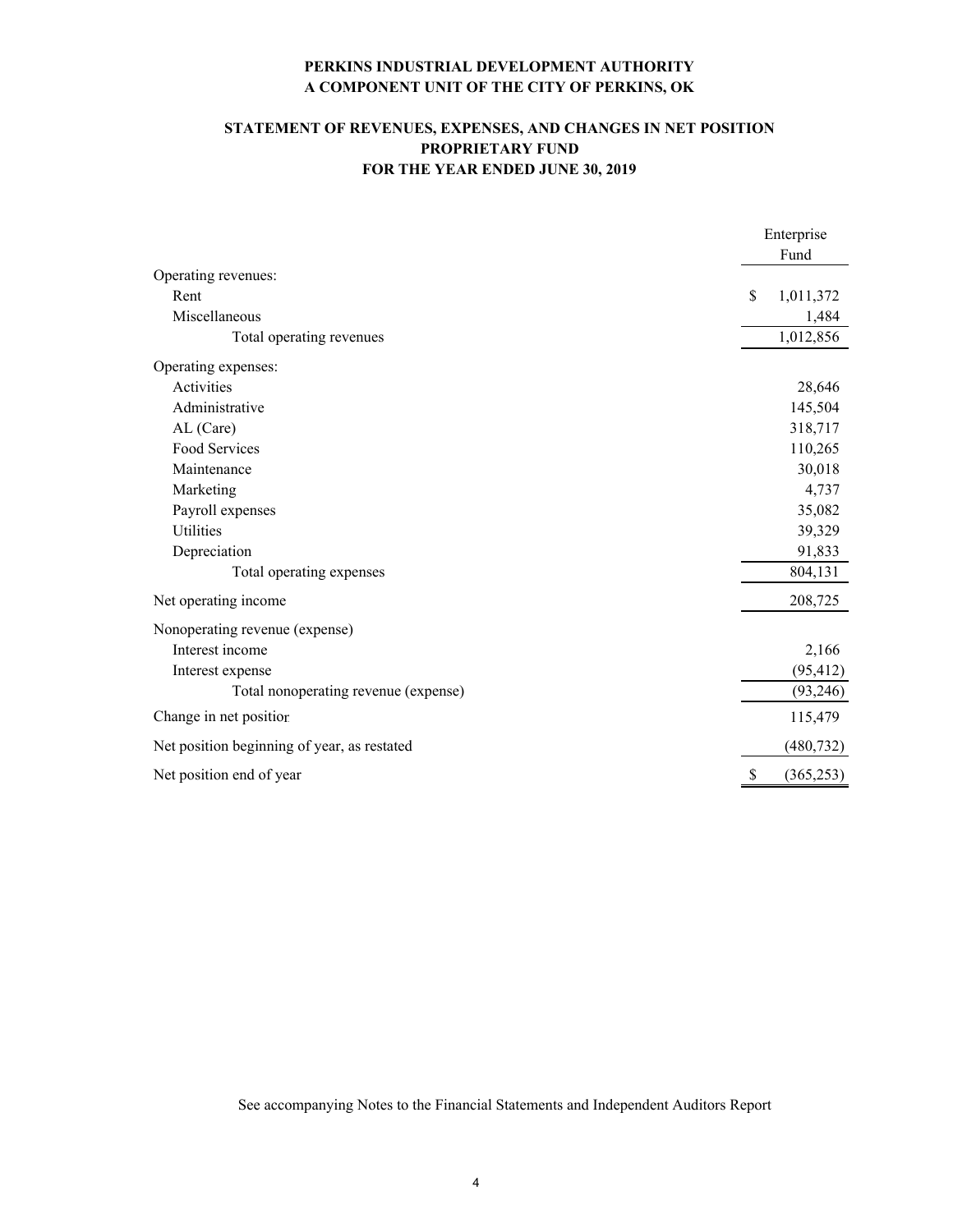**PERKINS INDUSTRIAL DEVELOPMENT AUTHORITY**
**A COMPONENT UNIT OF THE CITY OF PERKINS, OK**

**STATEMENT OF REVENUES, EXPENSES, AND CHANGES IN NET POSITION**
**PROPRIETARY FUND**
**FOR THE YEAR ENDED JUNE 30, 2019**

| | Enterprise Fund |
|---|---|
| Operating revenues: | |
| Rent | $ 1,011,372 |
| Miscellaneous | 1,484 |
| Total operating revenues | 1,012,856 |
| Operating expenses: | |
| Activities | 28,646 |
| Administrative | 145,504 |
| AL (Care) | 318,717 |
| Food Services | 110,265 |
| Maintenance | 30,018 |
| Marketing | 4,737 |
| Payroll expenses | 35,082 |
| Utilities | 39,329 |
| Depreciation | 91,833 |
| Total operating expenses | 804,131 |
| Net operating income | 208,725 |
| Nonoperating revenue (expense) | |
| Interest income | 2,166 |
| Interest expense | (95,412) |
| Total nonoperating revenue (expense) | (93,246) |
| Change in net position | 115,479 |
| Net position beginning of year, as restated | (480,732) |
| Net position end of year | $ (365,253) |

See accompanying Notes to the Financial Statements and Independent Auditors Report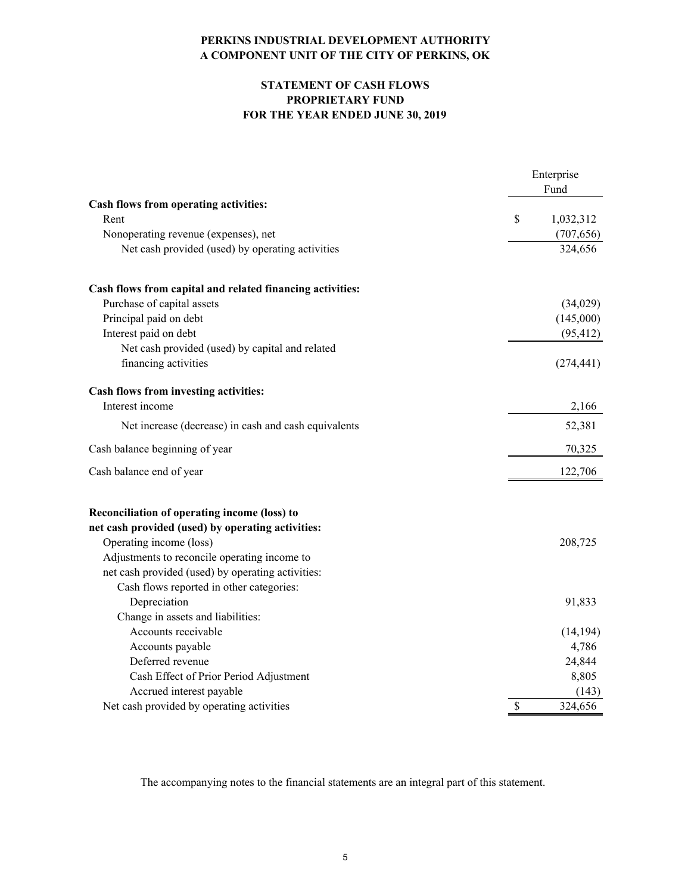**PERKINS INDUSTRIAL DEVELOPMENT AUTHORITY**
**A COMPONENT UNIT OF THE CITY OF PERKINS, OK**

**STATEMENT OF CASH FLOWS**
**PROPRIETARY FUND**
**FOR THE YEAR ENDED JUNE 30, 2019**

| | Enterprise Fund |
|---|---|
| **Cash flows from operating activities:** | |
| Rent | $ 1,032,312 |
| Nonoperating revenue (expenses), net | (707,656) |
| Net cash provided (used) by operating activities | 324,656 |
| | |
| **Cash flows from capital and related financing activities:** | |
| Purchase of capital assets | (34,029) |
| Principal paid on debt | (145,000) |
| Interest paid on debt | (95,412) |
| Net cash provided (used) by capital and related financing activities | (274,441) |
| | |
| **Cash flows from investing activities:** | |
| Interest income | 2,166 |
| Net increase (decrease) in cash and cash equivalents | 52,381 |
| Cash balance beginning of year | 70,325 |
| Cash balance end of year | 122,706 |
| | |
| **Reconciliation of operating income (loss) to net cash provided (used) by operating activities:** | |
| Operating income (loss) | 208,725 |
| Adjustments to reconcile operating income to net cash provided (used) by operating activities: | |
| Cash flows reported in other categories: | |
| Depreciation | 91,833 |
| Change in assets and liabilities: | |
| Accounts receivable | (14,194) |
| Accounts payable | 4,786 |
| Deferred revenue | 24,844 |
| Cash Effect of Prior Period Adjustment | 8,805 |
| Accrued interest payable | (143) |
| Net cash provided by operating activities | $ 324,656 |

The accompanying notes to the financial statements are an integral part of this statement.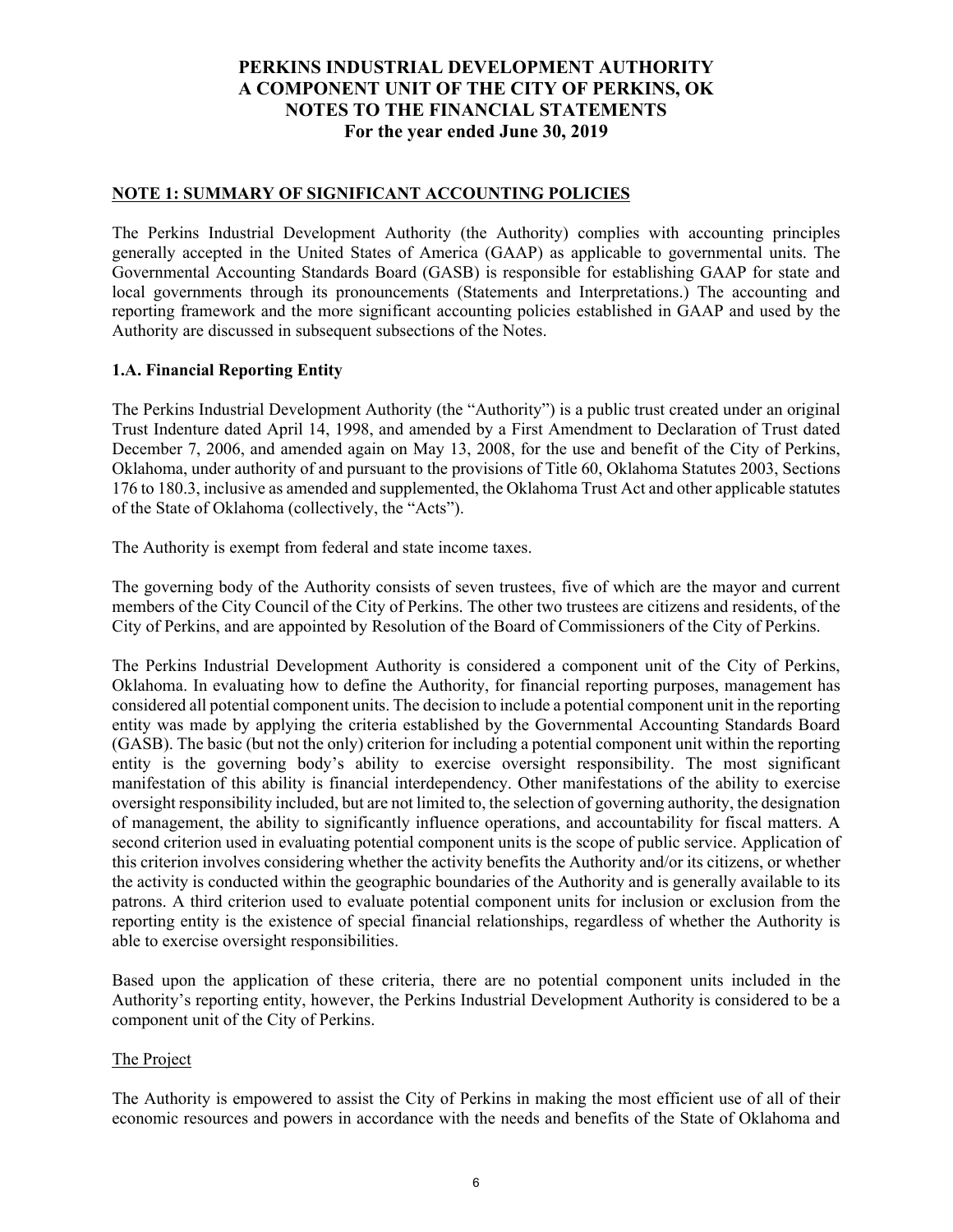# PERKINS INDUSTRIAL DEVELOPMENT AUTHORITY
# A COMPONENT UNIT OF THE CITY OF PERKINS, OK
# NOTES TO THE FINANCIAL STATEMENTS
## For the year ended June 30, 2019

## NOTE 1: SUMMARY OF SIGNIFICANT ACCOUNTING POLICIES

The Perkins Industrial Development Authority (the Authority) complies with accounting principles generally accepted in the United States of America (GAAP) as applicable to governmental units. The Governmental Accounting Standards Board (GASB) is responsible for establishing GAAP for state and local governments through its pronouncements (Statements and Interpretations.) The accounting and reporting framework and the more significant accounting policies established in GAAP and used by the Authority are discussed in subsequent subsections of the Notes.

### 1.A. Financial Reporting Entity

The Perkins Industrial Development Authority (the "Authority") is a public trust created under an original Trust Indenture dated April 14, 1998, and amended by a First Amendment to Declaration of Trust dated December 7, 2006, and amended again on May 13, 2008, for the use and benefit of the City of Perkins, Oklahoma, under authority of and pursuant to the provisions of Title 60, Oklahoma Statutes 2003, Sections 176 to 180.3, inclusive as amended and supplemented, the Oklahoma Trust Act and other applicable statutes of the State of Oklahoma (collectively, the "Acts").

The Authority is exempt from federal and state income taxes.

The governing body of the Authority consists of seven trustees, five of which are the mayor and current members of the City Council of the City of Perkins. The other two trustees are citizens and residents, of the City of Perkins, and are appointed by Resolution of the Board of Commissioners of the City of Perkins.

The Perkins Industrial Development Authority is considered a component unit of the City of Perkins, Oklahoma. In evaluating how to define the Authority, for financial reporting purposes, management has considered all potential component units. The decision to include a potential component unit in the reporting entity was made by applying the criteria established by the Governmental Accounting Standards Board (GASB). The basic (but not the only) criterion for including a potential component unit within the reporting entity is the governing body's ability to exercise oversight responsibility. The most significant manifestation of this ability is financial interdependency. Other manifestations of the ability to exercise oversight responsibility included, but are not limited to, the selection of governing authority, the designation of management, the ability to significantly influence operations, and accountability for fiscal matters. A second criterion used in evaluating potential component units is the scope of public service. Application of this criterion involves considering whether the activity benefits the Authority and/or its citizens, or whether the activity is conducted within the geographic boundaries of the Authority and is generally available to its patrons. A third criterion used to evaluate potential component units for inclusion or exclusion from the reporting entity is the existence of special financial relationships, regardless of whether the Authority is able to exercise oversight responsibilities.

Based upon the application of these criteria, there are no potential component units included in the Authority's reporting entity, however, the Perkins Industrial Development Authority is considered to be a component unit of the City of Perkins.

The Project

The Authority is empowered to assist the City of Perkins in making the most efficient use of all of their economic resources and powers in accordance with the needs and benefits of the State of Oklahoma and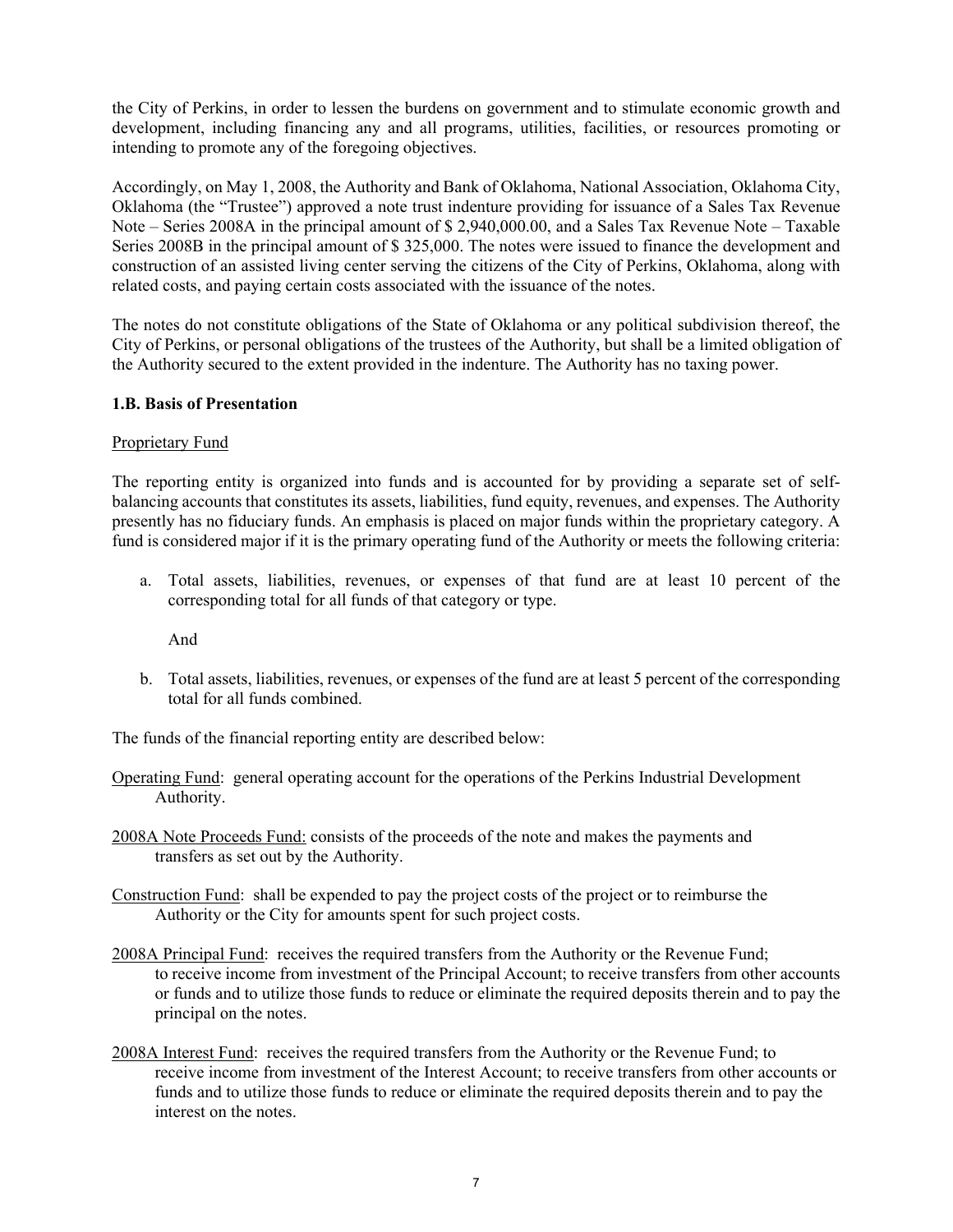the City of Perkins, in order to lessen the burdens on government and to stimulate economic growth and development, including financing any and all programs, utilities, facilities, or resources promoting or intending to promote any of the foregoing objectives.

Accordingly, on May 1, 2008, the Authority and Bank of Oklahoma, National Association, Oklahoma City, Oklahoma (the "Trustee") approved a note trust indenture providing for issuance of a Sales Tax Revenue Note – Series 2008A in the principal amount of $ 2,940,000.00, and a Sales Tax Revenue Note – Taxable Series 2008B in the principal amount of $ 325,000. The notes were issued to finance the development and construction of an assisted living center serving the citizens of the City of Perkins, Oklahoma, along with related costs, and paying certain costs associated with the issuance of the notes.

The notes do not constitute obligations of the State of Oklahoma or any political subdivision thereof, the City of Perkins, or personal obligations of the trustees of the Authority, but shall be a limited obligation of the Authority secured to the extent provided in the indenture. The Authority has no taxing power.

### 1.B. Basis of Presentation

Proprietary Fund

The reporting entity is organized into funds and is accounted for by providing a separate set of self-balancing accounts that constitutes its assets, liabilities, fund equity, revenues, and expenses. The Authority presently has no fiduciary funds. An emphasis is placed on major funds within the proprietary category. A fund is considered major if it is the primary operating fund of the Authority or meets the following criteria:

a. Total assets, liabilities, revenues, or expenses of that fund are at least 10 percent of the corresponding total for all funds of that category or type.

   And

b. Total assets, liabilities, revenues, or expenses of the fund are at least 5 percent of the corresponding total for all funds combined.

The funds of the financial reporting entity are described below:

Operating Fund: general operating account for the operations of the Perkins Industrial Development Authority.

2008A Note Proceeds Fund: consists of the proceeds of the note and makes the payments and transfers as set out by the Authority.

Construction Fund: shall be expended to pay the project costs of the project or to reimburse the Authority or the City for amounts spent for such project costs.

2008A Principal Fund: receives the required transfers from the Authority or the Revenue Fund; to receive income from investment of the Principal Account; to receive transfers from other accounts or funds and to utilize those funds to reduce or eliminate the required deposits therein and to pay the principal on the notes.

2008A Interest Fund: receives the required transfers from the Authority or the Revenue Fund; to receive income from investment of the Interest Account; to receive transfers from other accounts or funds and to utilize those funds to reduce or eliminate the required deposits therein and to pay the interest on the notes.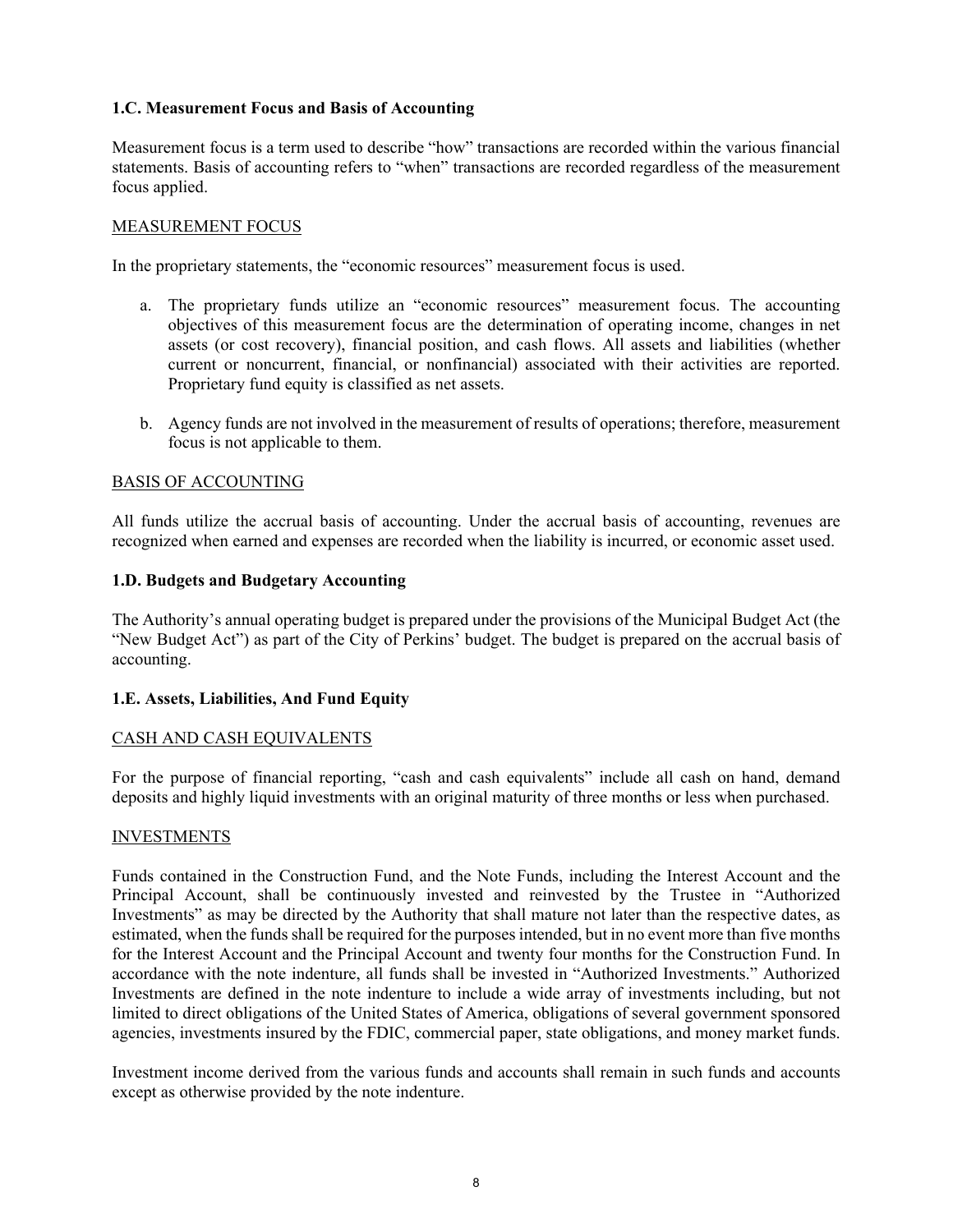### 1.C. Measurement Focus and Basis of Accounting

Measurement focus is a term used to describe "how" transactions are recorded within the various financial statements. Basis of accounting refers to "when" transactions are recorded regardless of the measurement focus applied.

<u>MEASUREMENT FOCUS</u>

In the proprietary statements, the "economic resources" measurement focus is used.

a. The proprietary funds utilize an "economic resources" measurement focus. The accounting objectives of this measurement focus are the determination of operating income, changes in net assets (or cost recovery), financial position, and cash flows. All assets and liabilities (whether current or noncurrent, financial, or nonfinancial) associated with their activities are reported. Proprietary fund equity is classified as net assets.

b. Agency funds are not involved in the measurement of results of operations; therefore, measurement focus is not applicable to them.

<u>BASIS OF ACCOUNTING</u>

All funds utilize the accrual basis of accounting. Under the accrual basis of accounting, revenues are recognized when earned and expenses are recorded when the liability is incurred, or economic asset used.

### 1.D. Budgets and Budgetary Accounting

The Authority's annual operating budget is prepared under the provisions of the Municipal Budget Act (the "New Budget Act") as part of the City of Perkins' budget. The budget is prepared on the accrual basis of accounting.

### 1.E. Assets, Liabilities, And Fund Equity

<u>CASH AND CASH EQUIVALENTS</u>

For the purpose of financial reporting, "cash and cash equivalents" include all cash on hand, demand deposits and highly liquid investments with an original maturity of three months or less when purchased.

<u>INVESTMENTS</u>

Funds contained in the Construction Fund, and the Note Funds, including the Interest Account and the Principal Account, shall be continuously invested and reinvested by the Trustee in "Authorized Investments" as may be directed by the Authority that shall mature not later than the respective dates, as estimated, when the funds shall be required for the purposes intended, but in no event more than five months for the Interest Account and the Principal Account and twenty four months for the Construction Fund. In accordance with the note indenture, all funds shall be invested in "Authorized Investments." Authorized Investments are defined in the note indenture to include a wide array of investments including, but not limited to direct obligations of the United States of America, obligations of several government sponsored agencies, investments insured by the FDIC, commercial paper, state obligations, and money market funds.

Investment income derived from the various funds and accounts shall remain in such funds and accounts except as otherwise provided by the note indenture.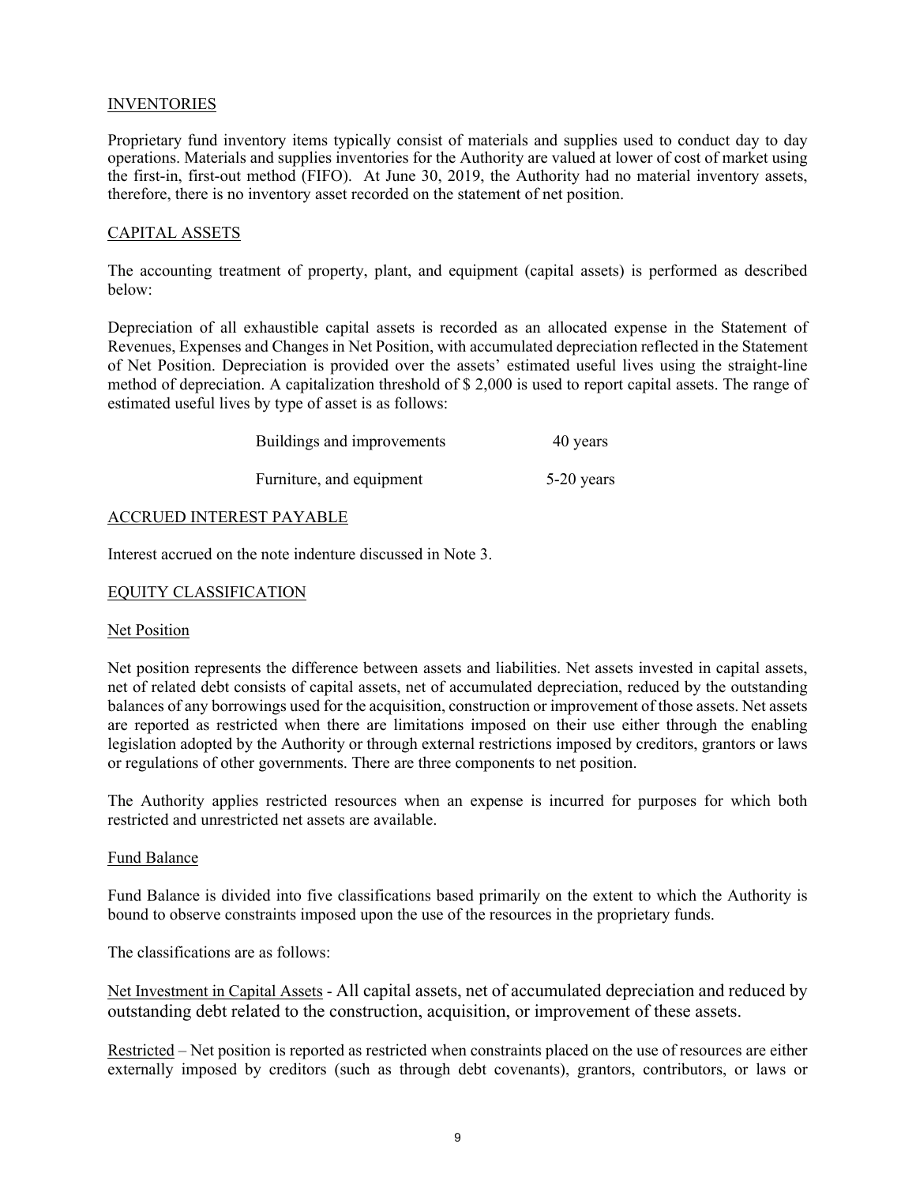## INVENTORIES

Proprietary fund inventory items typically consist of materials and supplies used to conduct day to day operations. Materials and supplies inventories for the Authority are valued at lower of cost of market using the first-in, first-out method (FIFO). At June 30, 2019, the Authority had no material inventory assets, therefore, there is no inventory asset recorded on the statement of net position.

## CAPITAL ASSETS

The accounting treatment of property, plant, and equipment (capital assets) is performed as described below:

Depreciation of all exhaustible capital assets is recorded as an allocated expense in the Statement of Revenues, Expenses and Changes in Net Position, with accumulated depreciation reflected in the Statement of Net Position. Depreciation is provided over the assets' estimated useful lives using the straight-line method of depreciation. A capitalization threshold of $ 2,000 is used to report capital assets. The range of estimated useful lives by type of asset is as follows:

| | |
|---|---|
| Buildings and improvements | 40 years |
| Furniture, and equipment | 5-20 years |

## ACCRUED INTEREST PAYABLE

Interest accrued on the note indenture discussed in Note 3.

## EQUITY CLASSIFICATION

### Net Position

Net position represents the difference between assets and liabilities. Net assets invested in capital assets, net of related debt consists of capital assets, net of accumulated depreciation, reduced by the outstanding balances of any borrowings used for the acquisition, construction or improvement of those assets. Net assets are reported as restricted when there are limitations imposed on their use either through the enabling legislation adopted by the Authority or through external restrictions imposed by creditors, grantors or laws or regulations of other governments. There are three components to net position.

The Authority applies restricted resources when an expense is incurred for purposes for which both restricted and unrestricted net assets are available.

### Fund Balance

Fund Balance is divided into five classifications based primarily on the extent to which the Authority is bound to observe constraints imposed upon the use of the resources in the proprietary funds.

The classifications are as follows:

Net Investment in Capital Assets - All capital assets, net of accumulated depreciation and reduced by outstanding debt related to the construction, acquisition, or improvement of these assets.

Restricted – Net position is reported as restricted when constraints placed on the use of resources are either externally imposed by creditors (such as through debt covenants), grantors, contributors, or laws or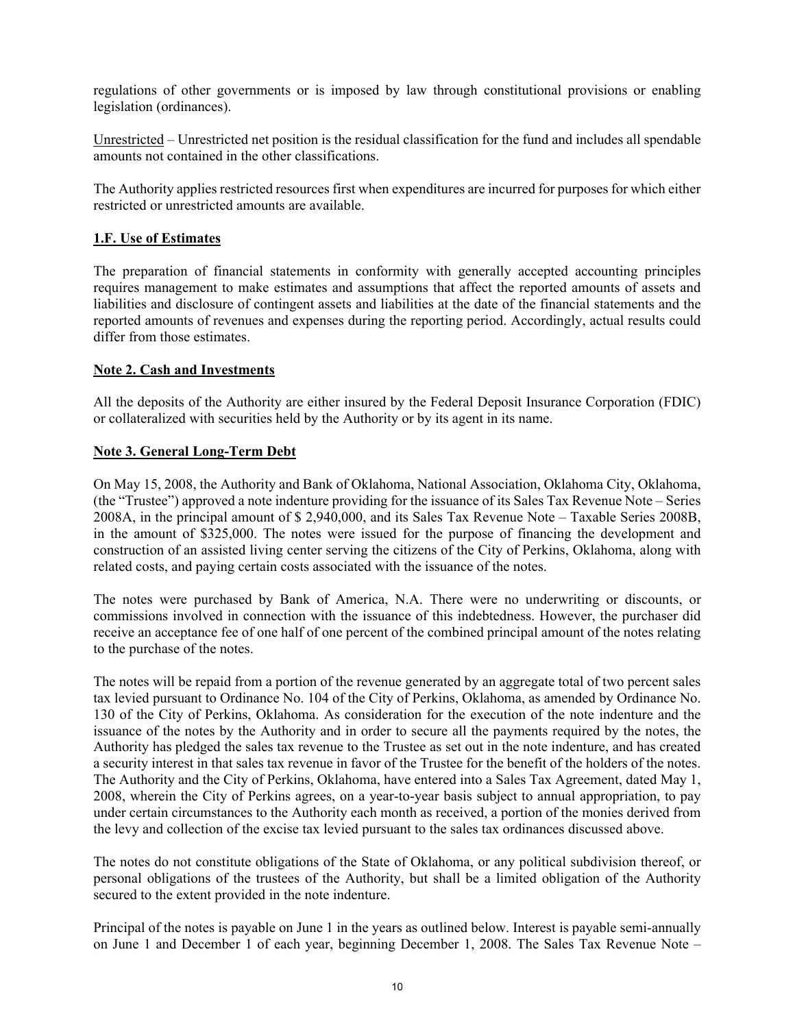regulations of other governments or is imposed by law through constitutional provisions or enabling legislation (ordinances).

Unrestricted – Unrestricted net position is the residual classification for the fund and includes all spendable amounts not contained in the other classifications.

The Authority applies restricted resources first when expenditures are incurred for purposes for which either restricted or unrestricted amounts are available.

**1.F. Use of Estimates**

The preparation of financial statements in conformity with generally accepted accounting principles requires management to make estimates and assumptions that affect the reported amounts of assets and liabilities and disclosure of contingent assets and liabilities at the date of the financial statements and the reported amounts of revenues and expenses during the reporting period. Accordingly, actual results could differ from those estimates.

**Note 2. Cash and Investments**

All the deposits of the Authority are either insured by the Federal Deposit Insurance Corporation (FDIC) or collateralized with securities held by the Authority or by its agent in its name.

**Note 3. General Long-Term Debt**

On May 15, 2008, the Authority and Bank of Oklahoma, National Association, Oklahoma City, Oklahoma, (the "Trustee") approved a note indenture providing for the issuance of its Sales Tax Revenue Note – Series 2008A, in the principal amount of $ 2,940,000, and its Sales Tax Revenue Note – Taxable Series 2008B, in the amount of $325,000. The notes were issued for the purpose of financing the development and construction of an assisted living center serving the citizens of the City of Perkins, Oklahoma, along with related costs, and paying certain costs associated with the issuance of the notes.

The notes were purchased by Bank of America, N.A. There were no underwriting or discounts, or commissions involved in connection with the issuance of this indebtedness. However, the purchaser did receive an acceptance fee of one half of one percent of the combined principal amount of the notes relating to the purchase of the notes.

The notes will be repaid from a portion of the revenue generated by an aggregate total of two percent sales tax levied pursuant to Ordinance No. 104 of the City of Perkins, Oklahoma, as amended by Ordinance No. 130 of the City of Perkins, Oklahoma. As consideration for the execution of the note indenture and the issuance of the notes by the Authority and in order to secure all the payments required by the notes, the Authority has pledged the sales tax revenue to the Trustee as set out in the note indenture, and has created a security interest in that sales tax revenue in favor of the Trustee for the benefit of the holders of the notes. The Authority and the City of Perkins, Oklahoma, have entered into a Sales Tax Agreement, dated May 1, 2008, wherein the City of Perkins agrees, on a year-to-year basis subject to annual appropriation, to pay under certain circumstances to the Authority each month as received, a portion of the monies derived from the levy and collection of the excise tax levied pursuant to the sales tax ordinances discussed above.

The notes do not constitute obligations of the State of Oklahoma, or any political subdivision thereof, or personal obligations of the trustees of the Authority, but shall be a limited obligation of the Authority secured to the extent provided in the note indenture.

Principal of the notes is payable on June 1 in the years as outlined below. Interest is payable semi-annually on June 1 and December 1 of each year, beginning December 1, 2008. The Sales Tax Revenue Note –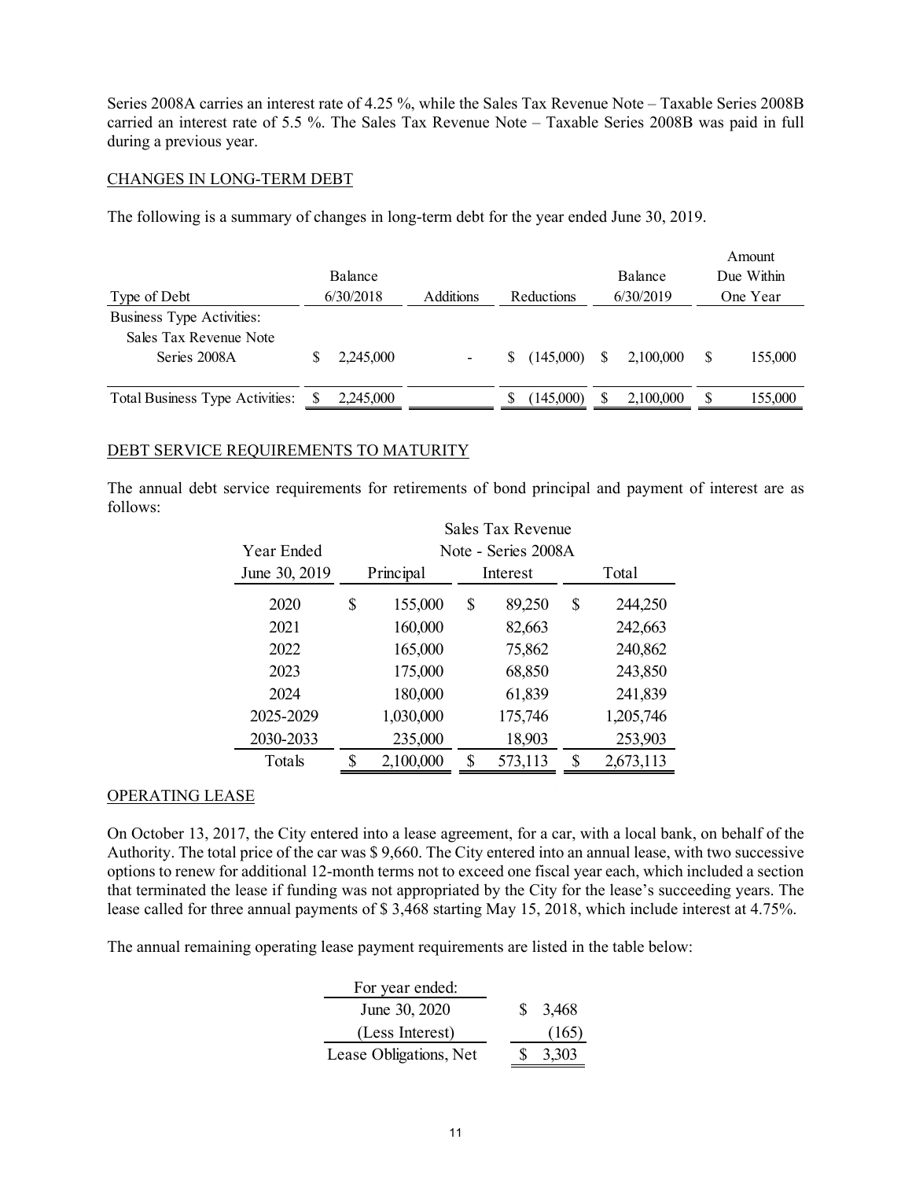Series 2008A carries an interest rate of 4.25 %, while the Sales Tax Revenue Note – Taxable Series 2008B carried an interest rate of 5.5 %. The Sales Tax Revenue Note – Taxable Series 2008B was paid in full during a previous year.

CHANGES IN LONG-TERM DEBT

The following is a summary of changes in long-term debt for the year ended June 30, 2019.

| Type of Debt | Balance 6/30/2018 | Additions | Reductions | Balance 6/30/2019 | Amount Due Within One Year |
|---|---|---|---|---|---|
| Business Type Activities: | | | | | |
| Sales Tax Revenue Note Series 2008A | $ 2,245,000 | - | $ (145,000) | $ 2,100,000 | $ 155,000 |
| Total Business Type Activities: | $ 2,245,000 | | $ (145,000) | $ 2,100,000 | $ 155,000 |

DEBT SERVICE REQUIREMENTS TO MATURITY

The annual debt service requirements for retirements of bond principal and payment of interest are as follows:

| Year Ended June 30, 2019 | Sales Tax Revenue Note - Series 2008A Principal | Interest | Total |
|---|---|---|---|
| 2020 | $ 155,000 | $ 89,250 | $ 244,250 |
| 2021 | 160,000 | 82,663 | 242,663 |
| 2022 | 165,000 | 75,862 | 240,862 |
| 2023 | 175,000 | 68,850 | 243,850 |
| 2024 | 180,000 | 61,839 | 241,839 |
| 2025-2029 | 1,030,000 | 175,746 | 1,205,746 |
| 2030-2033 | 235,000 | 18,903 | 253,903 |
| Totals | $ 2,100,000 | $ 573,113 | $ 2,673,113 |

OPERATING LEASE

On October 13, 2017, the City entered into a lease agreement, for a car, with a local bank, on behalf of the Authority. The total price of the car was $ 9,660. The City entered into an annual lease, with two successive options to renew for additional 12-month terms not to exceed one fiscal year each, which included a section that terminated the lease if funding was not appropriated by the City for the lease's succeeding years. The lease called for three annual payments of $ 3,468 starting May 15, 2018, which include interest at 4.75%.

The annual remaining operating lease payment requirements are listed in the table below:

| For year ended: | |
|---|---|
| June 30, 2020 | $ 3,468 |
| (Less Interest) | (165) |
| Lease Obligations, Net | $ 3,303 |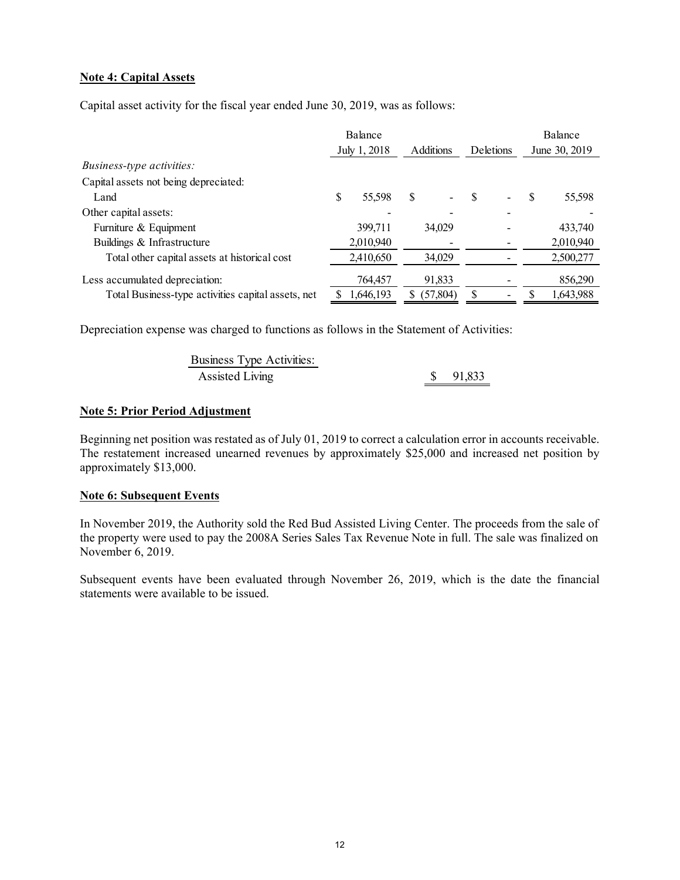**Note 4: Capital Assets**

Capital asset activity for the fiscal year ended June 30, 2019, was as follows:

| | Balance July 1, 2018 | Additions | Deletions | Balance June 30, 2019 |
|---|---|---|---|---|
| *Business-type activities:* | | | | |
| Capital assets not being depreciated: | | | | |
| Land | $ 55,598 | $ - | $ - | $ 55,598 |
| Other capital assets: | - | - | - | - |
| Furniture & Equipment | 399,711 | 34,029 | - | 433,740 |
| Buildings & Infrastructure | 2,010,940 | - | - | 2,010,940 |
| Total other capital assets at historical cost | 2,410,650 | 34,029 | - | 2,500,277 |
| Less accumulated depreciation: | 764,457 | 91,833 | - | 856,290 |
| Total Business-type activities capital assets, net | $ 1,646,193 | $ (57,804) | $ - | $ 1,643,988 |

Depreciation expense was charged to functions as follows in the Statement of Activities:

| Business Type Activities: | |
|---|---|
| Assisted Living | $ 91,833 |

**Note 5: Prior Period Adjustment**

Beginning net position was restated as of July 01, 2019 to correct a calculation error in accounts receivable. The restatement increased unearned revenues by approximately $25,000 and increased net position by approximately $13,000.

**Note 6: Subsequent Events**

In November 2019, the Authority sold the Red Bud Assisted Living Center. The proceeds from the sale of the property were used to pay the 2008A Series Sales Tax Revenue Note in full. The sale was finalized on November 6, 2019.

Subsequent events have been evaluated through November 26, 2019, which is the date the financial statements were available to be issued.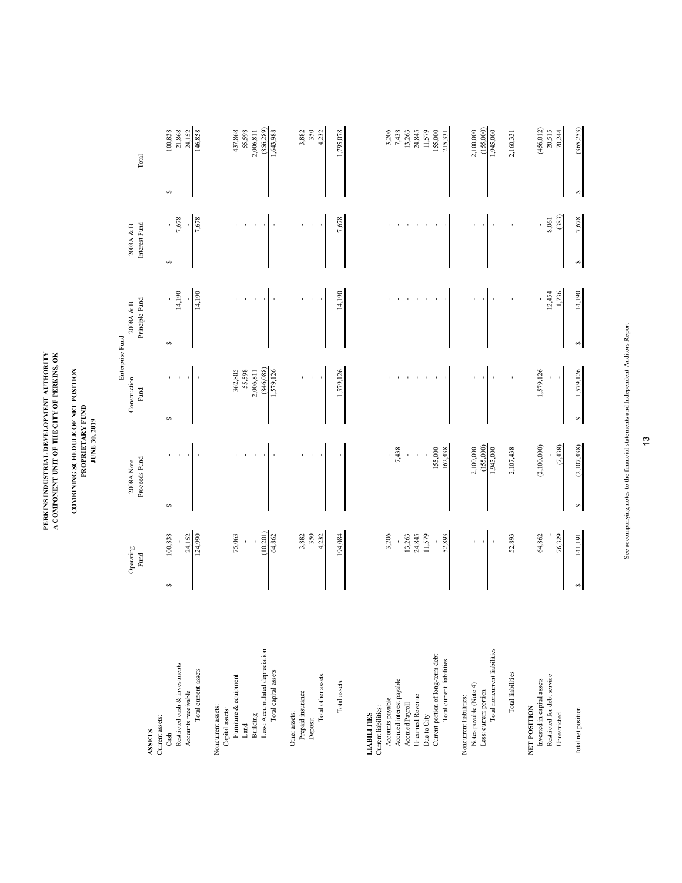# PERKINS INDUSTRIAL DEVELOPMENT AUTHORITY
## A COMPONENT UNIT OF THE CITY OF PERKINS, OK

## COMBINING SCHEDULE OF NET POSITION
### PROPRIETARY FUND
### JUNE 30, 2019

| | Enterprise Fund | | | | | |
|---|---|---|---|---|---|---|
| | Operating Fund | 2008A Note Proceeds Fund | Construction Fund | 2008A & B Principle Fund | 2008A & B Interest Fund | Total |
| **ASSETS** | | | | | | |
| Current assets: | | | | | | |
| Cash | $ 100,838 | $ - | $ - | $ - | $ - | $ 100,838 |
| Restricted cash & investments | - | - | - | 14,190 | 7,678 | 21,868 |
| Accounts receivable | 24,152 | - | - | - | - | 24,152 |
| Total current assets | 124,990 | - | - | 14,190 | 7,678 | 146,858 |
| Noncurrent assets: | | | | | | |
| Capital assets: | | | | | | |
| Furniture & equipment | 75,063 | - | 362,805 | - | - | 437,868 |
| Land | - | - | 55,598 | - | - | 55,598 |
| Building | - | - | 2,006,811 | - | - | 2,006,811 |
| Less: Accumulated depreciation | (10,201) | - | (846,088) | - | - | (856,289) |
| Total capital assets | 64,862 | - | 1,579,126 | - | - | 1,643,988 |
| Other assets: | | | | | | |
| Prepaid insurance | 3,882 | - | - | - | - | 3,882 |
| Deposit | 350 | - | - | - | - | 350 |
| Total other assets | 4,232 | - | - | - | - | 4,232 |
| Total assets | 194,084 | - | 1,579,126 | 14,190 | 7,678 | 1,795,078 |
| **LIABILITIES** | | | | | | |
| Current liabilities: | | | | | | |
| Accounts payable | 3,206 | - | - | - | - | 3,206 |
| Accrued interest payable | - | 7,438 | - | - | - | 7,438 |
| Accrued Payroll | 13,263 | - | - | - | - | 13,263 |
| Unearned Revenue | 24,845 | - | - | - | - | 24,845 |
| Due to City | 11,579 | - | - | - | - | 11,579 |
| Current portion of long-term debt | - | 155,000 | - | - | - | 155,000 |
| Total current liabilities | 52,893 | 162,438 | - | - | - | 215,331 |
| Noncurrent liabilities: | | | | | | |
| Notes payable (Note 4) | - | 2,100,000 | - | - | - | 2,100,000 |
| Less: current portion | - | (155,000) | - | - | - | (155,000) |
| Total noncurrent liabilities | - | 1,945,000 | - | - | - | 1,945,000 |
| Total liabilities | 52,893 | 2,107,438 | - | - | - | 2,160,331 |
| **NET POSITION** | | | | | | |
| Invested in capital assets | 64,862 | (2,100,000) | 1,579,126 | - | - | (456,012) |
| Restricted for debt service | - | - | - | 12,454 | 8,061 | 20,515 |
| Unrestricted | 76,329 | (7,438) | - | 1,736 | (383) | 70,244 |
| Total net position | $ 141,191 | $ (2,107,438) | $ 1,579,126 | $ 14,190 | $ 7,678 | $ (365,253) |

See accompanying notes to the financial statements and Independent Auditors Report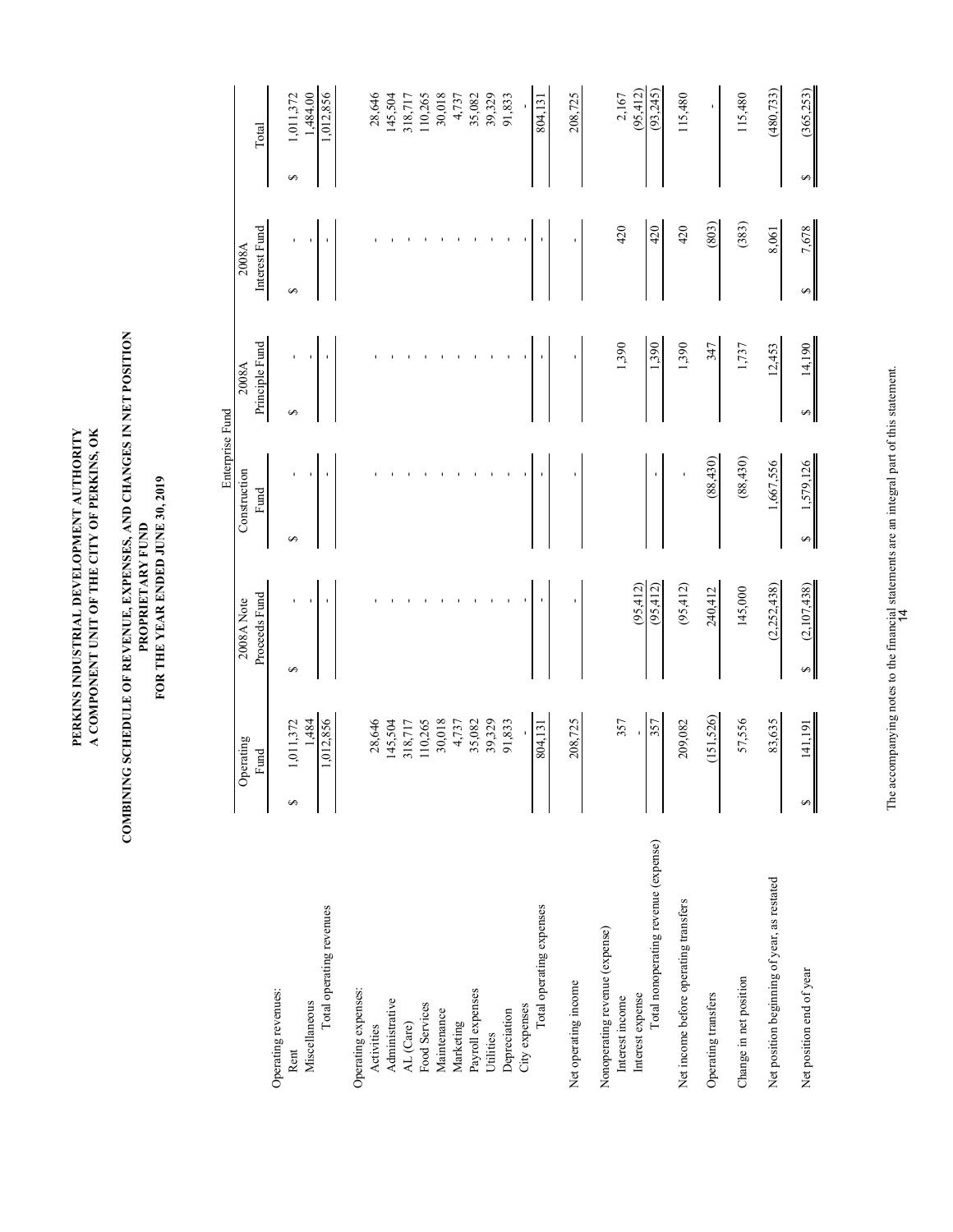# PERKINS INDUSTRIAL DEVELOPMENT AUTHORITY
## A COMPONENT UNIT OF THE CITY OF PERKINS, OK

## COMBINING SCHEDULE OF REVENUE, EXPENSES, AND CHANGES IN NET POSITION
### PROPRIETARY FUND
### FOR THE YEAR ENDED JUNE 30, 2019

| | Enterprise Fund | | | | | |
|---|---|---|---|---|---|---|
| | Operating Fund | 2008A Note Proceeds Fund | Construction Fund | 2008A Principle Fund | 2008A Interest Fund | Total |
| Operating revenues: | | | | | | |
| Rent | $ 1,011,372 | $ - | $ - | $ - | $ - | $ 1,011,372 |
| Miscellaneous | 1,484 | - | - | - | - | 1,484.00 |
| Total operating revenues | 1,012,856 | - | - | - | - | 1,012,856 |
| Operating expenses: | | | | | | |
| Activities | 28,646 | - | - | - | - | 28,646 |
| Administrative | 145,504 | - | - | - | - | 145,504 |
| AL (Care) | 318,717 | - | - | - | - | 318,717 |
| Food Services | 110,265 | - | - | - | - | 110,265 |
| Maintenance | 30,018 | - | - | - | - | 30,018 |
| Marketing | 4,737 | - | - | - | - | 4,737 |
| Payroll expenses | 35,082 | - | - | - | - | 35,082 |
| Utilities | 39,329 | - | - | - | - | 39,329 |
| Depreciation | 91,833 | - | - | - | - | 91,833 |
| City expenses | - | - | - | - | - | - |
| Total operating expenses | 804,131 | - | - | - | - | 804,131 |
| Net operating income | 208,725 | - | - | - | - | 208,725 |
| Nonoperating revenue (expense) | | | | | | |
| Interest income | 357 | | | 1,390 | 420 | 2,167 |
| Interest expense | - | (95,412) | | | | (95,412) |
| Total nonoperating revenue (expense) | 357 | (95,412) | - | 1,390 | 420 | (93,245) |
| Net income before operating transfers | 209,082 | (95,412) | - | 1,390 | 420 | 115,480 |
| Operating transfers | (151,526) | 240,412 | (88,430) | 347 | (803) | - |
| Change in net position | 57,556 | 145,000 | (88,430) | 1,737 | (383) | 115,480 |
| Net position beginning of year, as restated | 83,635 | (2,252,438) | 1,667,556 | 12,453 | 8,061 | (480,733) |
| Net position end of year | $ 141,191 | $ (2,107,438) | $ 1,579,126 | $ 14,190 | $ 7,678 | $ (365,253) |

The accompanying notes to the financial statements are an integral part of this statement.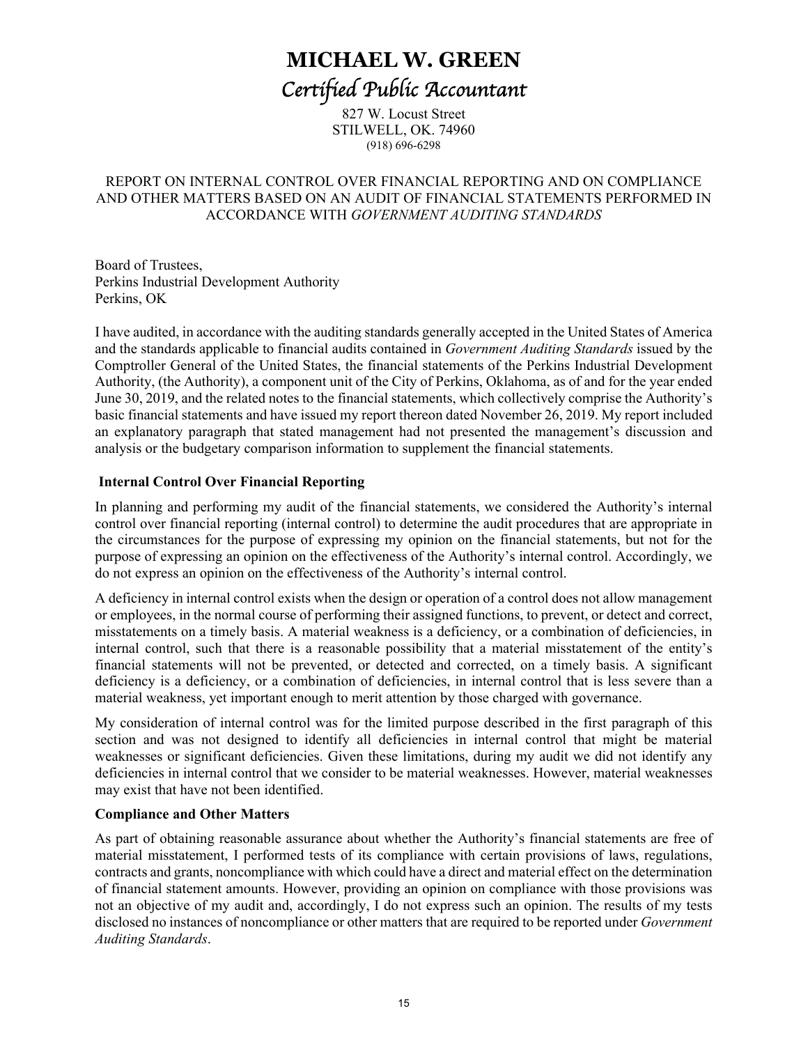# MICHAEL W. GREEN

*Certified Public Accountant*

827 W. Locust Street
STILWELL, OK. 74960
(918) 696-6298

## REPORT ON INTERNAL CONTROL OVER FINANCIAL REPORTING AND ON COMPLIANCE AND OTHER MATTERS BASED ON AN AUDIT OF FINANCIAL STATEMENTS PERFORMED IN ACCORDANCE WITH *GOVERNMENT AUDITING STANDARDS*

Board of Trustees,
Perkins Industrial Development Authority
Perkins, OK

I have audited, in accordance with the auditing standards generally accepted in the United States of America and the standards applicable to financial audits contained in *Government Auditing Standards* issued by the Comptroller General of the United States, the financial statements of the Perkins Industrial Development Authority, (the Authority), a component unit of the City of Perkins, Oklahoma, as of and for the year ended June 30, 2019, and the related notes to the financial statements, which collectively comprise the Authority's basic financial statements and have issued my report thereon dated November 26, 2019. My report included an explanatory paragraph that stated management had not presented the management's discussion and analysis or the budgetary comparison information to supplement the financial statements.

### Internal Control Over Financial Reporting

In planning and performing my audit of the financial statements, we considered the Authority's internal control over financial reporting (internal control) to determine the audit procedures that are appropriate in the circumstances for the purpose of expressing my opinion on the financial statements, but not for the purpose of expressing an opinion on the effectiveness of the Authority's internal control. Accordingly, we do not express an opinion on the effectiveness of the Authority's internal control.

A deficiency in internal control exists when the design or operation of a control does not allow management or employees, in the normal course of performing their assigned functions, to prevent, or detect and correct, misstatements on a timely basis. A material weakness is a deficiency, or a combination of deficiencies, in internal control, such that there is a reasonable possibility that a material misstatement of the entity's financial statements will not be prevented, or detected and corrected, on a timely basis. A significant deficiency is a deficiency, or a combination of deficiencies, in internal control that is less severe than a material weakness, yet important enough to merit attention by those charged with governance.

My consideration of internal control was for the limited purpose described in the first paragraph of this section and was not designed to identify all deficiencies in internal control that might be material weaknesses or significant deficiencies. Given these limitations, during my audit we did not identify any deficiencies in internal control that we consider to be material weaknesses. However, material weaknesses may exist that have not been identified.

### Compliance and Other Matters

As part of obtaining reasonable assurance about whether the Authority's financial statements are free of material misstatement, I performed tests of its compliance with certain provisions of laws, regulations, contracts and grants, noncompliance with which could have a direct and material effect on the determination of financial statement amounts. However, providing an opinion on compliance with those provisions was not an objective of my audit and, accordingly, I do not express such an opinion. The results of my tests disclosed no instances of noncompliance or other matters that are required to be reported under *Government Auditing Standards*.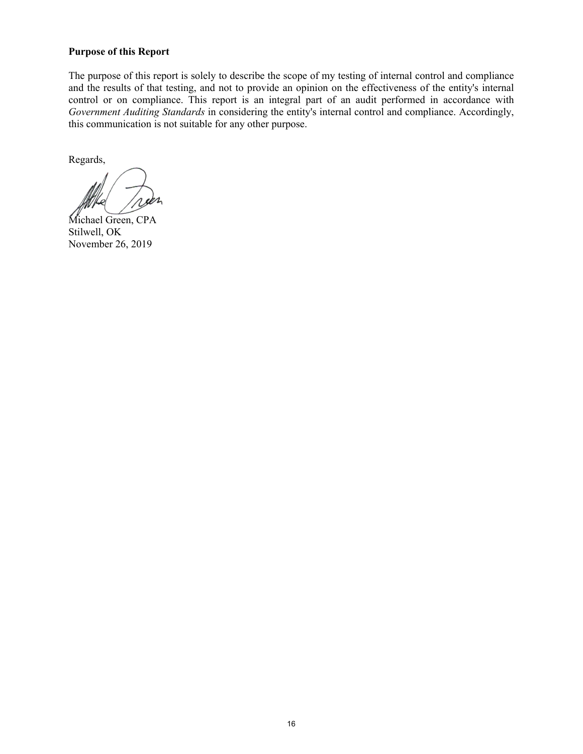**Purpose of this Report**

The purpose of this report is solely to describe the scope of my testing of internal control and compliance and the results of that testing, and not to provide an opinion on the effectiveness of the entity's internal control or on compliance. This report is an integral part of an audit performed in accordance with *Government Auditing Standards* in considering the entity's internal control and compliance. Accordingly, this communication is not suitable for any other purpose.

Regards,

Michael Green, CPA
Stilwell, OK
November 26, 2019